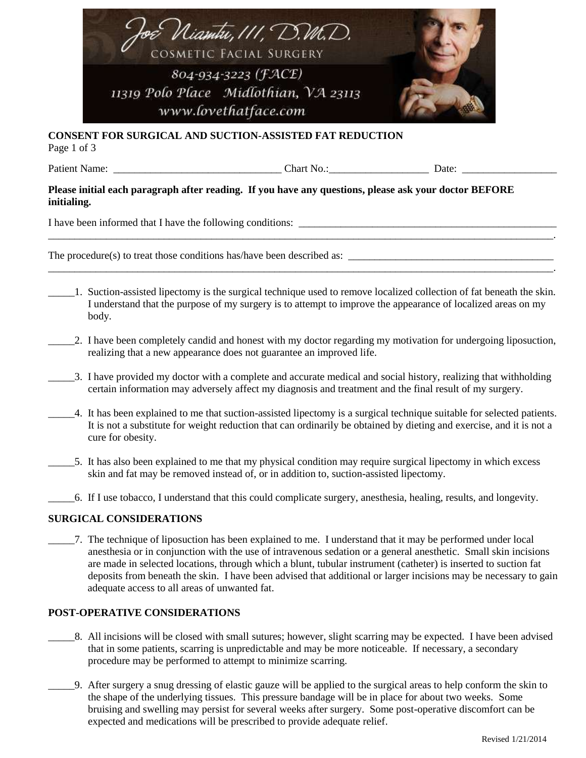Joe Niamtu, III, D.M.D.
COSMETIC FACIAL SURGERY
804-934-3223 (FACE)
11319 Polo Place Midlothian, VA 23113
www.lovethatface.com

**CONSENT FOR SURGICAL AND SUCTION-ASSISTED FAT REDUCTION**
Page 1 of 3

Patient Name: ________________________________ Chart No.:__________________ Date: _________________

**Please initial each paragraph after reading. If you have any questions, please ask your doctor BEFORE initialing.**

I have been informed that I have the following conditions: __________________________________________________
____________________________________________________________________________________________________.

The procedure(s) to treat those conditions has/have been described as: _______________________________________
____________________________________________________________________________________________________.

_____1. Suction-assisted lipectomy is the surgical technique used to remove localized collection of fat beneath the skin. I understand that the purpose of my surgery is to attempt to improve the appearance of localized areas on my body.

_____2. I have been completely candid and honest with my doctor regarding my motivation for undergoing liposuction, realizing that a new appearance does not guarantee an improved life.

_____3. I have provided my doctor with a complete and accurate medical and social history, realizing that withholding certain information may adversely affect my diagnosis and treatment and the final result of my surgery.

_____4. It has been explained to me that suction-assisted lipectomy is a surgical technique suitable for selected patients. It is not a substitute for weight reduction that can ordinarily be obtained by dieting and exercise, and it is not a cure for obesity.

_____5. It has also been explained to me that my physical condition may require surgical lipectomy in which excess skin and fat may be removed instead of, or in addition to, suction-assisted lipectomy.

_____6. If I use tobacco, I understand that this could complicate surgery, anesthesia, healing, results, and longevity.

**SURGICAL CONSIDERATIONS**

_____7. The technique of liposuction has been explained to me. I understand that it may be performed under local anesthesia or in conjunction with the use of intravenous sedation or a general anesthetic. Small skin incisions are made in selected locations, through which a blunt, tubular instrument (catheter) is inserted to suction fat deposits from beneath the skin. I have been advised that additional or larger incisions may be necessary to gain adequate access to all areas of unwanted fat.

**POST-OPERATIVE CONSIDERATIONS**

_____8. All incisions will be closed with small sutures; however, slight scarring may be expected. I have been advised that in some patients, scarring is unpredictable and may be more noticeable. If necessary, a secondary procedure may be performed to attempt to minimize scarring.

_____9. After surgery a snug dressing of elastic gauze will be applied to the surgical areas to help conform the skin to the shape of the underlying tissues. This pressure bandage will be in place for about two weeks. Some bruising and swelling may persist for several weeks after surgery. Some post-operative discomfort can be expected and medications will be prescribed to provide adequate relief.

Revised 1/21/2014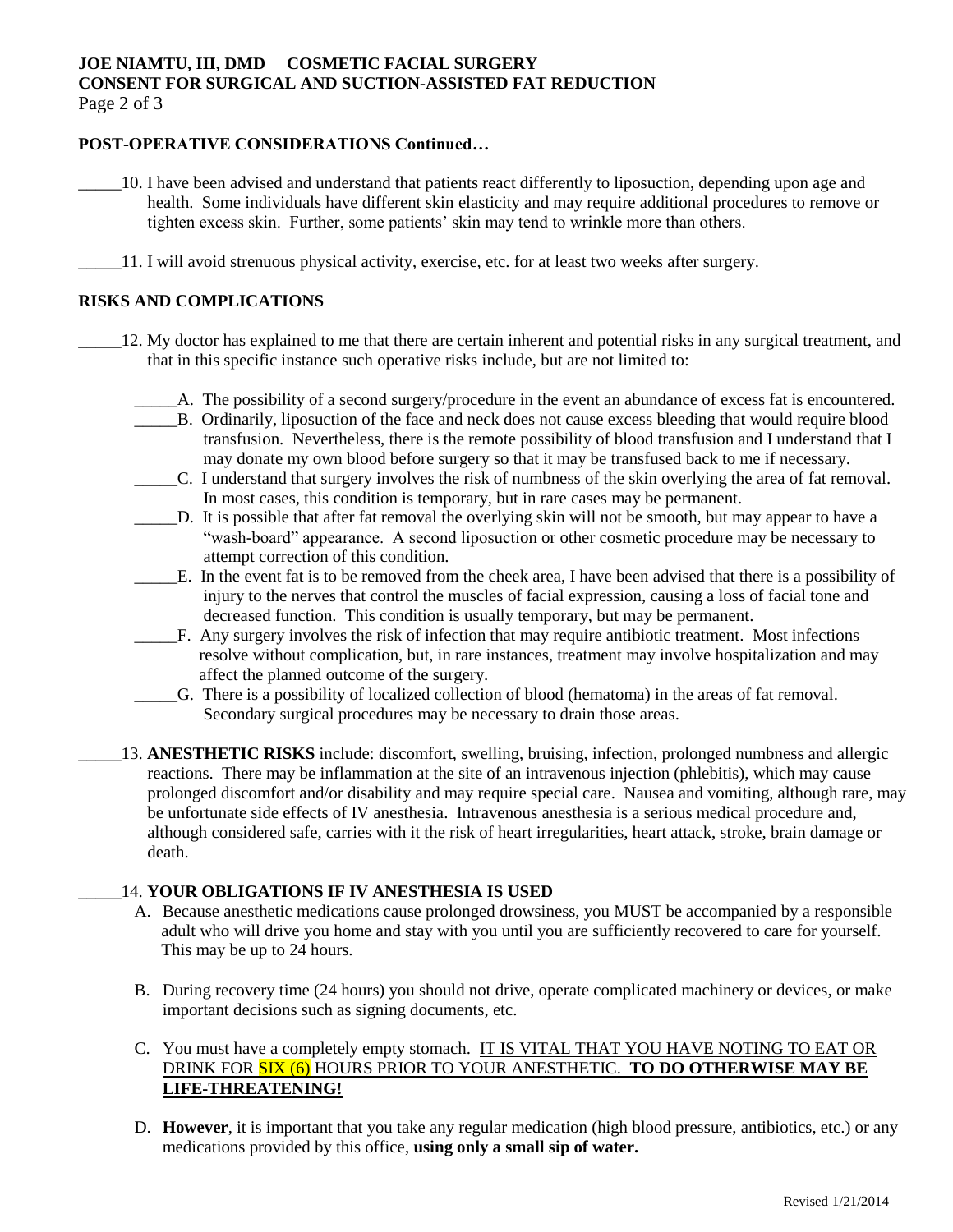## POST-OPERATIVE CONSIDERATIONS Continued…

_____10. I have been advised and understand that patients react differently to liposuction, depending upon age and health. Some individuals have different skin elasticity and may require additional procedures to remove or tighten excess skin. Further, some patients' skin may tend to wrinkle more than others.

_____11. I will avoid strenuous physical activity, exercise, etc. for at least two weeks after surgery.

## RISKS AND COMPLICATIONS

_____12. My doctor has explained to me that there are certain inherent and potential risks in any surgical treatment, and that in this specific instance such operative risks include, but are not limited to:

_____A. The possibility of a second surgery/procedure in the event an abundance of excess fat is encountered.

_____B. Ordinarily, liposuction of the face and neck does not cause excess bleeding that would require blood transfusion. Nevertheless, there is the remote possibility of blood transfusion and I understand that I may donate my own blood before surgery so that it may be transfused back to me if necessary.

_____C. I understand that surgery involves the risk of numbness of the skin overlying the area of fat removal. In most cases, this condition is temporary, but in rare cases may be permanent.

_____D. It is possible that after fat removal the overlying skin will not be smooth, but may appear to have a "wash-board" appearance. A second liposuction or other cosmetic procedure may be necessary to attempt correction of this condition.

_____E. In the event fat is to be removed from the cheek area, I have been advised that there is a possibility of injury to the nerves that control the muscles of facial expression, causing a loss of facial tone and decreased function. This condition is usually temporary, but may be permanent.

_____F. Any surgery involves the risk of infection that may require antibiotic treatment. Most infections resolve without complication, but, in rare instances, treatment may involve hospitalization and may affect the planned outcome of the surgery.

_____G. There is a possibility of localized collection of blood (hematoma) in the areas of fat removal. Secondary surgical procedures may be necessary to drain those areas.

_____13. **ANESTHETIC RISKS** include: discomfort, swelling, bruising, infection, prolonged numbness and allergic reactions. There may be inflammation at the site of an intravenous injection (phlebitis), which may cause prolonged discomfort and/or disability and may require special care. Nausea and vomiting, although rare, may be unfortunate side effects of IV anesthesia. Intravenous anesthesia is a serious medical procedure and, although considered safe, carries with it the risk of heart irregularities, heart attack, stroke, brain damage or death.

_____14. **YOUR OBLIGATIONS IF IV ANESTHESIA IS USED**

A. Because anesthetic medications cause prolonged drowsiness, you MUST be accompanied by a responsible adult who will drive you home and stay with you until you are sufficiently recovered to care for yourself. This may be up to 24 hours.

B. During recovery time (24 hours) you should not drive, operate complicated machinery or devices, or make important decisions such as signing documents, etc.

C. You must have a completely empty stomach. IT IS VITAL THAT YOU HAVE NOTING TO EAT OR DRINK FOR SIX (6) HOURS PRIOR TO YOUR ANESTHETIC. **TO DO OTHERWISE MAY BE LIFE-THREATENING!**

D. **However**, it is important that you take any regular medication (high blood pressure, antibiotics, etc.) or any medications provided by this office, **using only a small sip of water.**

Revised 1/21/2014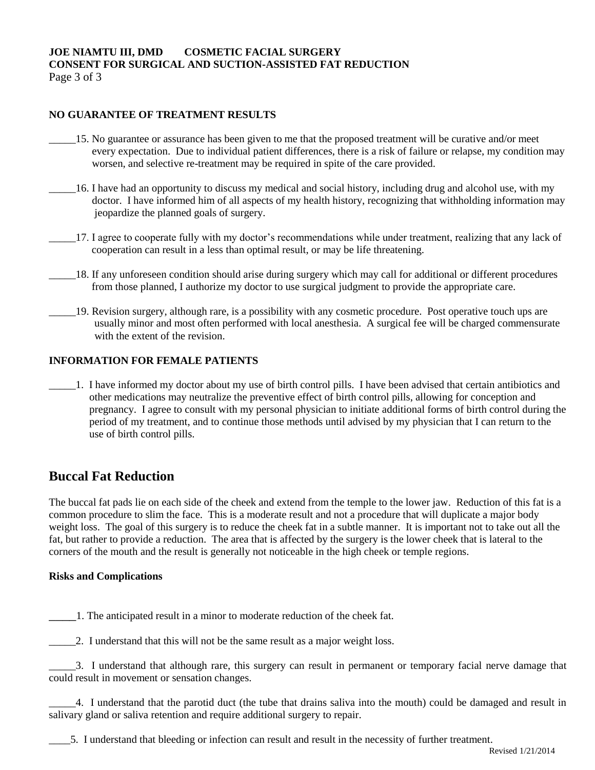**NO GUARANTEE OF TREATMENT RESULTS**

_____15. No guarantee or assurance has been given to me that the proposed treatment will be curative and/or meet every expectation. Due to individual patient differences, there is a risk of failure or relapse, my condition may worsen, and selective re-treatment may be required in spite of the care provided.

_____16. I have had an opportunity to discuss my medical and social history, including drug and alcohol use, with my doctor. I have informed him of all aspects of my health history, recognizing that withholding information may jeopardize the planned goals of surgery.

_____17. I agree to cooperate fully with my doctor's recommendations while under treatment, realizing that any lack of cooperation can result in a less than optimal result, or may be life threatening.

_____18. If any unforeseen condition should arise during surgery which may call for additional or different procedures from those planned, I authorize my doctor to use surgical judgment to provide the appropriate care.

_____19. Revision surgery, although rare, is a possibility with any cosmetic procedure. Post operative touch ups are usually minor and most often performed with local anesthesia. A surgical fee will be charged commensurate with the extent of the revision.

**INFORMATION FOR FEMALE PATIENTS**

_____1. I have informed my doctor about my use of birth control pills. I have been advised that certain antibiotics and other medications may neutralize the preventive effect of birth control pills, allowing for conception and pregnancy. I agree to consult with my personal physician to initiate additional forms of birth control during the period of my treatment, and to continue those methods until advised by my physician that I can return to the use of birth control pills.

## Buccal Fat Reduction

The buccal fat pads lie on each side of the cheek and extend from the temple to the lower jaw. Reduction of this fat is a common procedure to slim the face. This is a moderate result and not a procedure that will duplicate a major body weight loss. The goal of this surgery is to reduce the cheek fat in a subtle manner. It is important not to take out all the fat, but rather to provide a reduction. The area that is affected by the surgery is the lower cheek that is lateral to the corners of the mouth and the result is generally not noticeable in the high cheek or temple regions.

**Risks and Complications**

_____1. The anticipated result in a minor to moderate reduction of the cheek fat.

_____2. I understand that this will not be the same result as a major weight loss.

_____3. I understand that although rare, this surgery can result in permanent or temporary facial nerve damage that could result in movement or sensation changes.

_____4. I understand that the parotid duct (the tube that drains saliva into the mouth) could be damaged and result in salivary gland or saliva retention and require additional surgery to repair.

____5. I understand that bleeding or infection can result and result in the necessity of further treatment.

Revised 1/21/2014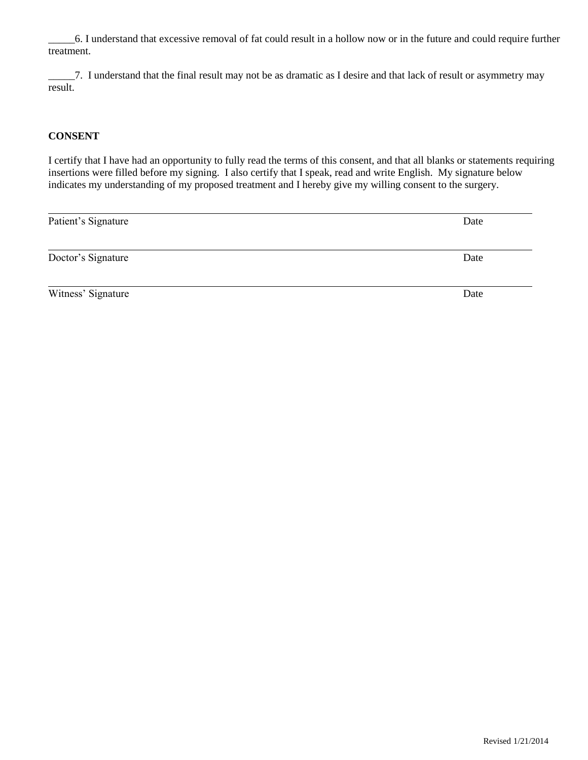_____6. I understand that excessive removal of fat could result in a hollow now or in the future and could require further treatment.

_____7. I understand that the final result may not be as dramatic as I desire and that lack of result or asymmetry may result.

**CONSENT**

I certify that I have had an opportunity to fully read the terms of this consent, and that all blanks or statements requiring insertions were filled before my signing. I also certify that I speak, read and write English. My signature below indicates my understanding of my proposed treatment and I hereby give my willing consent to the surgery.

\_\_\_\_\_\_\_\_\_\_\_\_\_\_\_\_\_\_\_\_\_\_\_\_\_\_\_\_\_\_\_\_\_\_\_\_\_\_\_\_\_\_\_\_\_\_\_\_\_\_\_\_\_\_\_\_\_\_\_\_

Patient's Signature Date

\_\_\_\_\_\_\_\_\_\_\_\_\_\_\_\_\_\_\_\_\_\_\_\_\_\_\_\_\_\_\_\_\_\_\_\_\_\_\_\_\_\_\_\_\_\_\_\_\_\_\_\_\_\_\_\_\_\_\_\_

Doctor's Signature Date

\_\_\_\_\_\_\_\_\_\_\_\_\_\_\_\_\_\_\_\_\_\_\_\_\_\_\_\_\_\_\_\_\_\_\_\_\_\_\_\_\_\_\_\_\_\_\_\_\_\_\_\_\_\_\_\_\_\_\_\_

Witness' Signature Date

Revised 1/21/2014